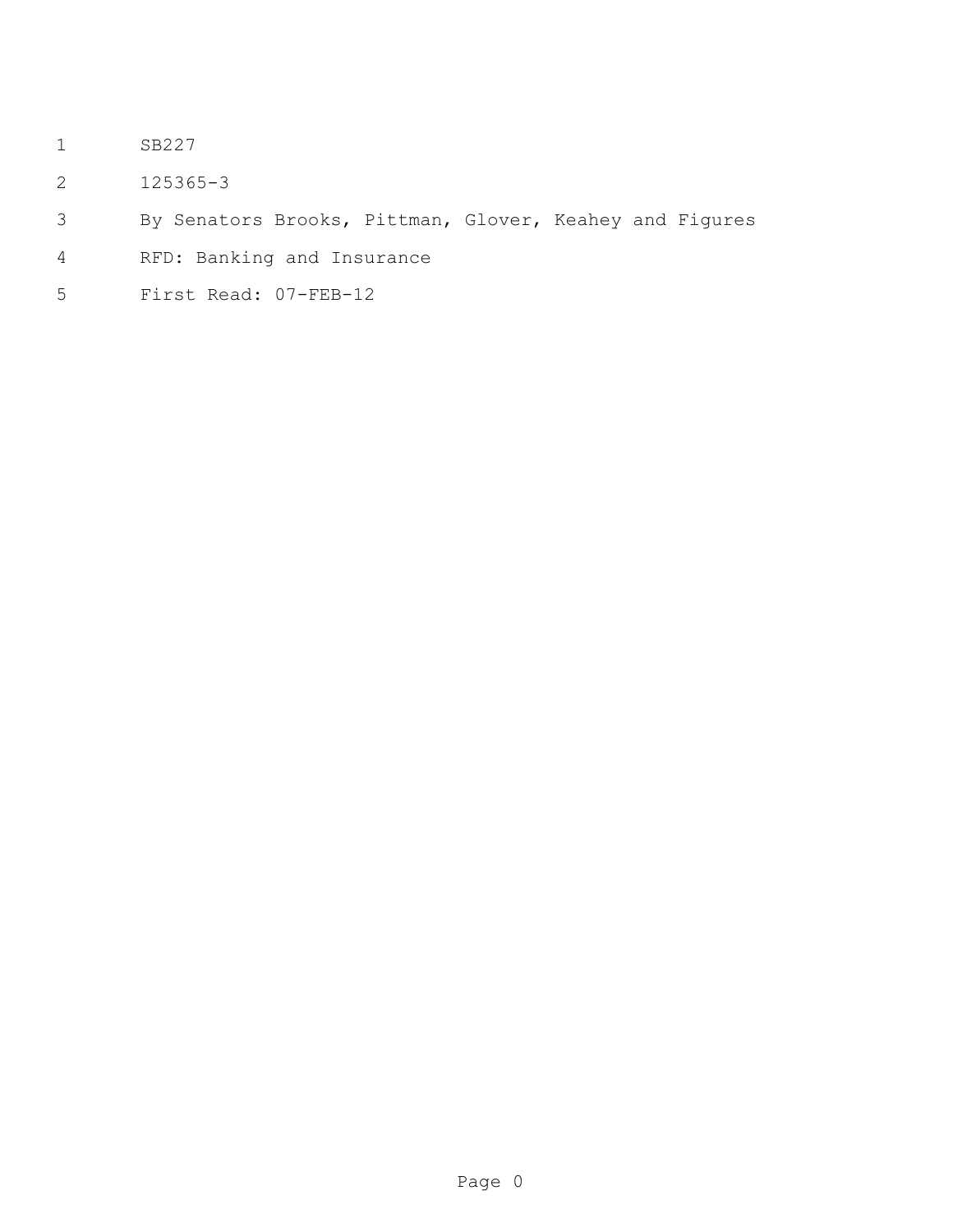SB227

125365-3

By Senators Brooks, Pittman, Glover, Keahey and Figures

RFD: Banking and Insurance

First Read: 07-FEB-12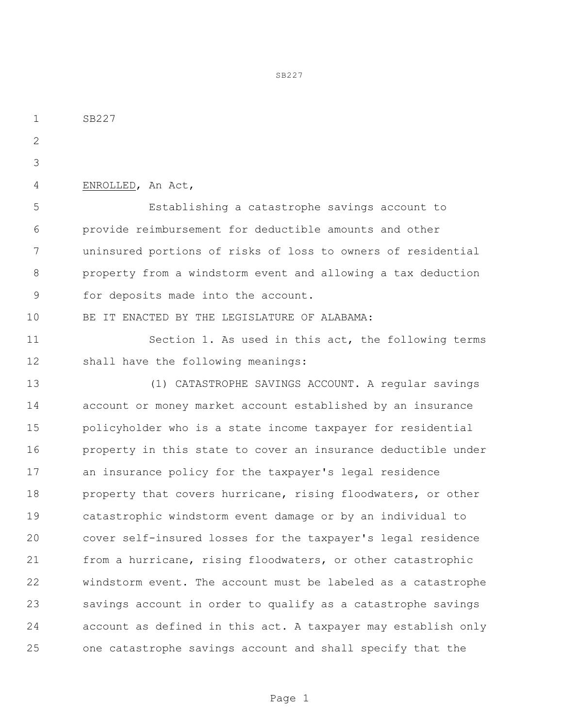SB227

ENROLLED, An Act,

Establishing a catastrophe savings account to provide reimbursement for deductible amounts and other uninsured portions of risks of loss to owners of residential property from a windstorm event and allowing a tax deduction for deposits made into the account.

BE IT ENACTED BY THE LEGISLATURE OF ALABAMA:

Section 1. As used in this act, the following terms shall have the following meanings:

(1) CATASTROPHE SAVINGS ACCOUNT. A regular savings account or money market account established by an insurance policyholder who is a state income taxpayer for residential property in this state to cover an insurance deductible under an insurance policy for the taxpayer's legal residence property that covers hurricane, rising floodwaters, or other catastrophic windstorm event damage or by an individual to cover self-insured losses for the taxpayer's legal residence from a hurricane, rising floodwaters, or other catastrophic windstorm event. The account must be labeled as a catastrophe savings account in order to qualify as a catastrophe savings account as defined in this act. A taxpayer may establish only one catastrophe savings account and shall specify that the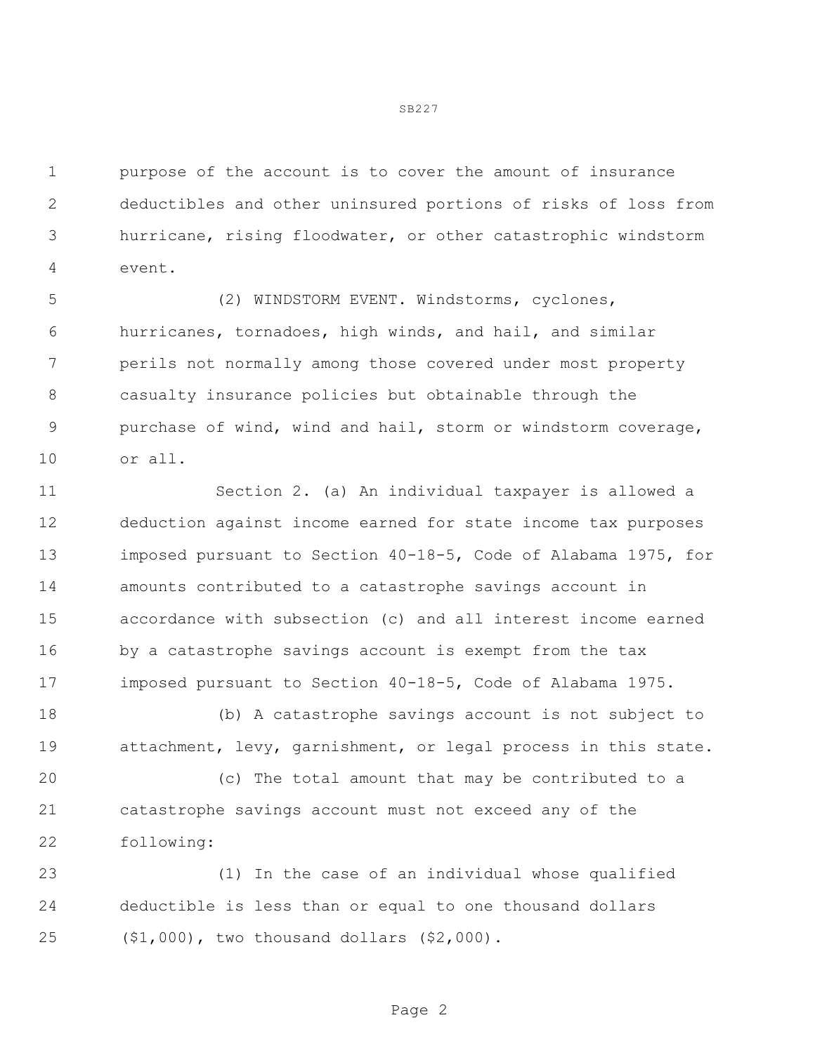purpose of the account is to cover the amount of insurance deductibles and other uninsured portions of risks of loss from hurricane, rising floodwater, or other catastrophic windstorm event.

(2) WINDSTORM EVENT. Windstorms, cyclones, hurricanes, tornadoes, high winds, and hail, and similar perils not normally among those covered under most property casualty insurance policies but obtainable through the purchase of wind, wind and hail, storm or windstorm coverage, or all.

Section 2. (a) An individual taxpayer is allowed a deduction against income earned for state income tax purposes imposed pursuant to Section 40-18-5, Code of Alabama 1975, for amounts contributed to a catastrophe savings account in accordance with subsection (c) and all interest income earned by a catastrophe savings account is exempt from the tax imposed pursuant to Section 40-18-5, Code of Alabama 1975.

(b) A catastrophe savings account is not subject to attachment, levy, garnishment, or legal process in this state.

(c) The total amount that may be contributed to a catastrophe savings account must not exceed any of the following:

(1) In the case of an individual whose qualified deductible is less than or equal to one thousand dollars ($1,000), two thousand dollars ($2,000).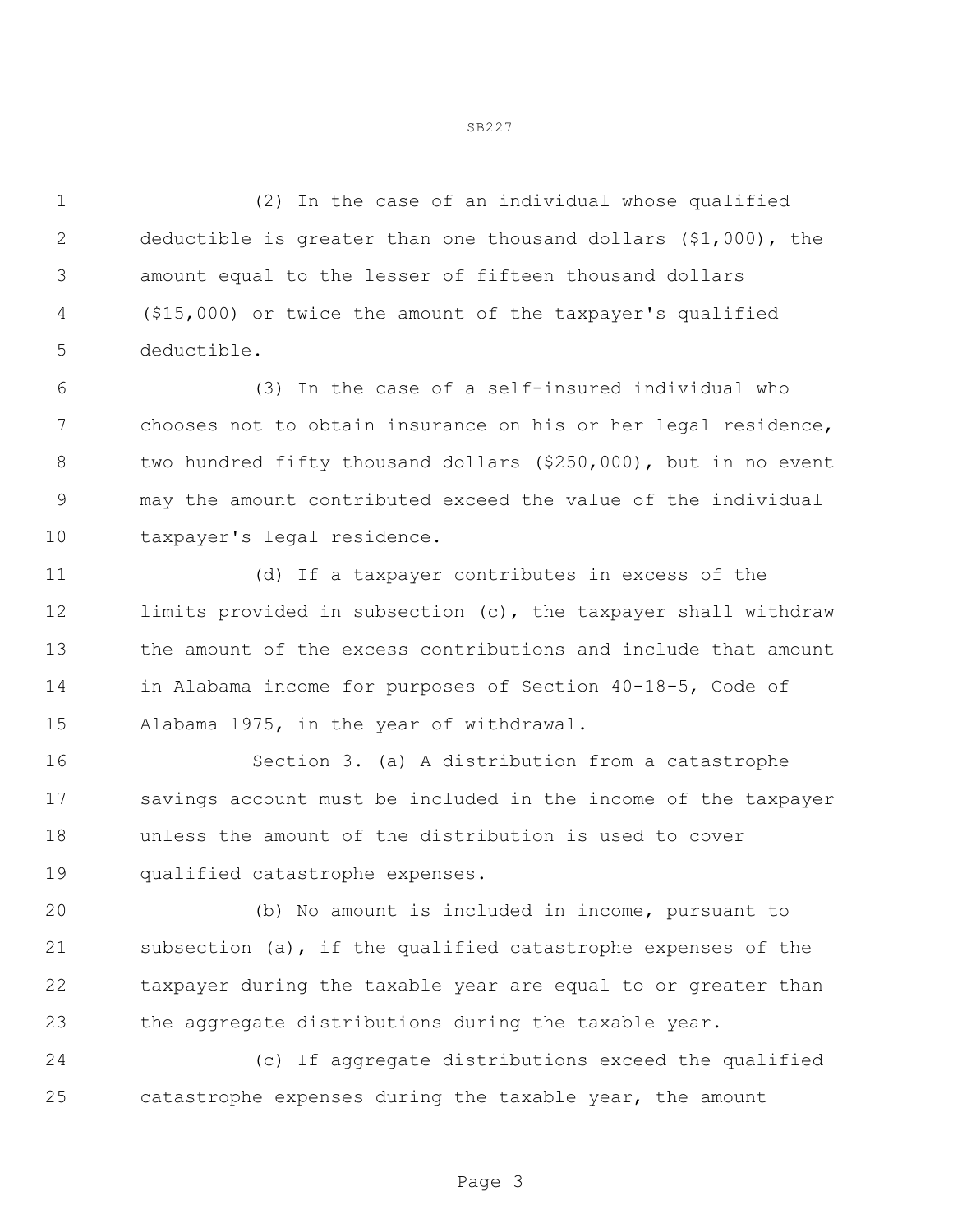(2) In the case of an individual whose qualified deductible is greater than one thousand dollars ($1,000), the amount equal to the lesser of fifteen thousand dollars ($15,000) or twice the amount of the taxpayer's qualified deductible.

(3) In the case of a self-insured individual who chooses not to obtain insurance on his or her legal residence, two hundred fifty thousand dollars ($250,000), but in no event may the amount contributed exceed the value of the individual taxpayer's legal residence.

(d) If a taxpayer contributes in excess of the limits provided in subsection (c), the taxpayer shall withdraw the amount of the excess contributions and include that amount in Alabama income for purposes of Section 40-18-5, Code of Alabama 1975, in the year of withdrawal.

Section 3. (a) A distribution from a catastrophe savings account must be included in the income of the taxpayer unless the amount of the distribution is used to cover qualified catastrophe expenses.

(b) No amount is included in income, pursuant to subsection (a), if the qualified catastrophe expenses of the taxpayer during the taxable year are equal to or greater than the aggregate distributions during the taxable year.

(c) If aggregate distributions exceed the qualified catastrophe expenses during the taxable year, the amount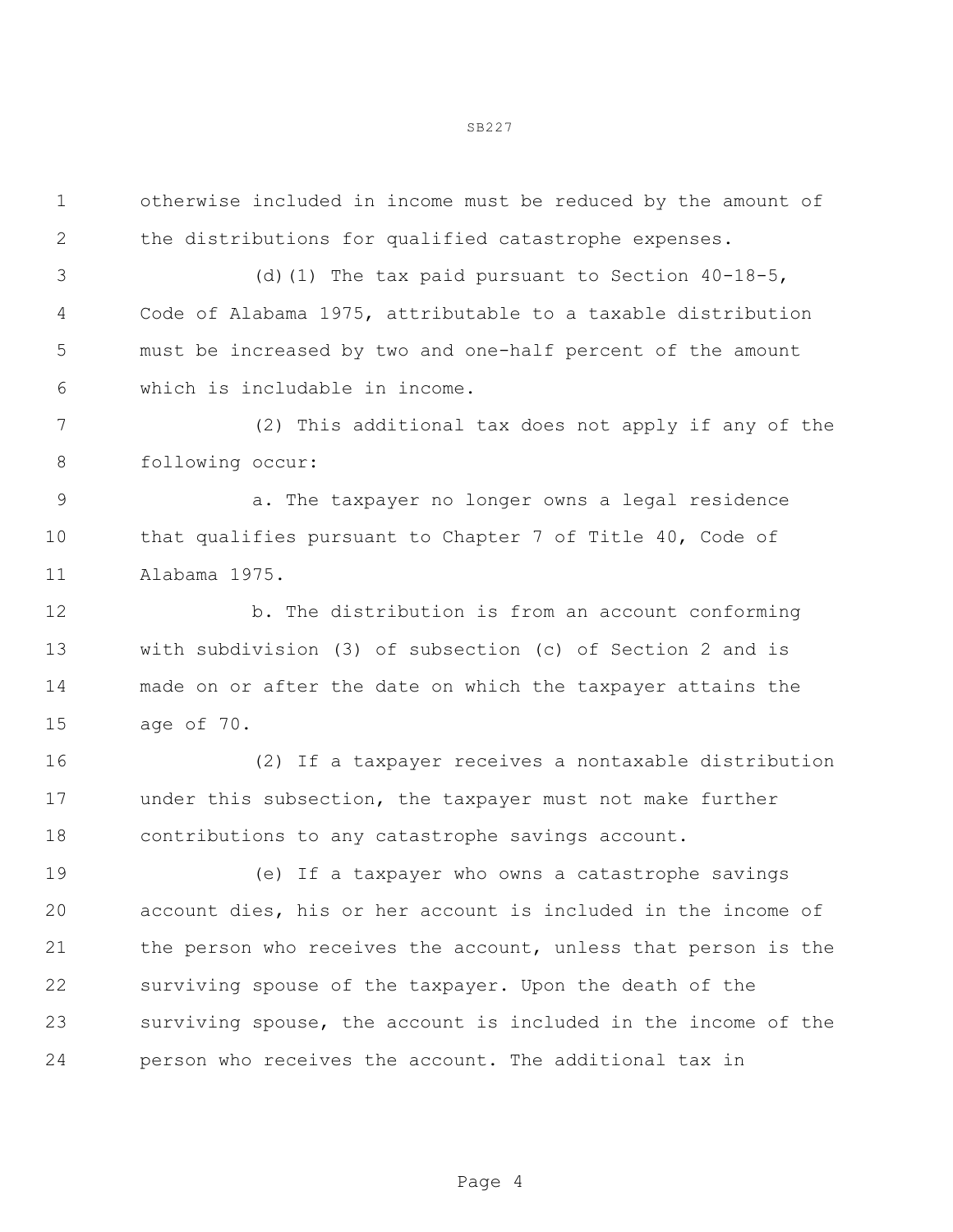otherwise included in income must be reduced by the amount of the distributions for qualified catastrophe expenses.

(d)(1) The tax paid pursuant to Section 40-18-5, Code of Alabama 1975, attributable to a taxable distribution must be increased by two and one-half percent of the amount which is includable in income.

(2) This additional tax does not apply if any of the following occur:

a. The taxpayer no longer owns a legal residence that qualifies pursuant to Chapter 7 of Title 40, Code of Alabama 1975.

b. The distribution is from an account conforming with subdivision (3) of subsection (c) of Section 2 and is made on or after the date on which the taxpayer attains the age of 70.

(2) If a taxpayer receives a nontaxable distribution under this subsection, the taxpayer must not make further contributions to any catastrophe savings account.

(e) If a taxpayer who owns a catastrophe savings account dies, his or her account is included in the income of the person who receives the account, unless that person is the surviving spouse of the taxpayer. Upon the death of the surviving spouse, the account is included in the income of the person who receives the account. The additional tax in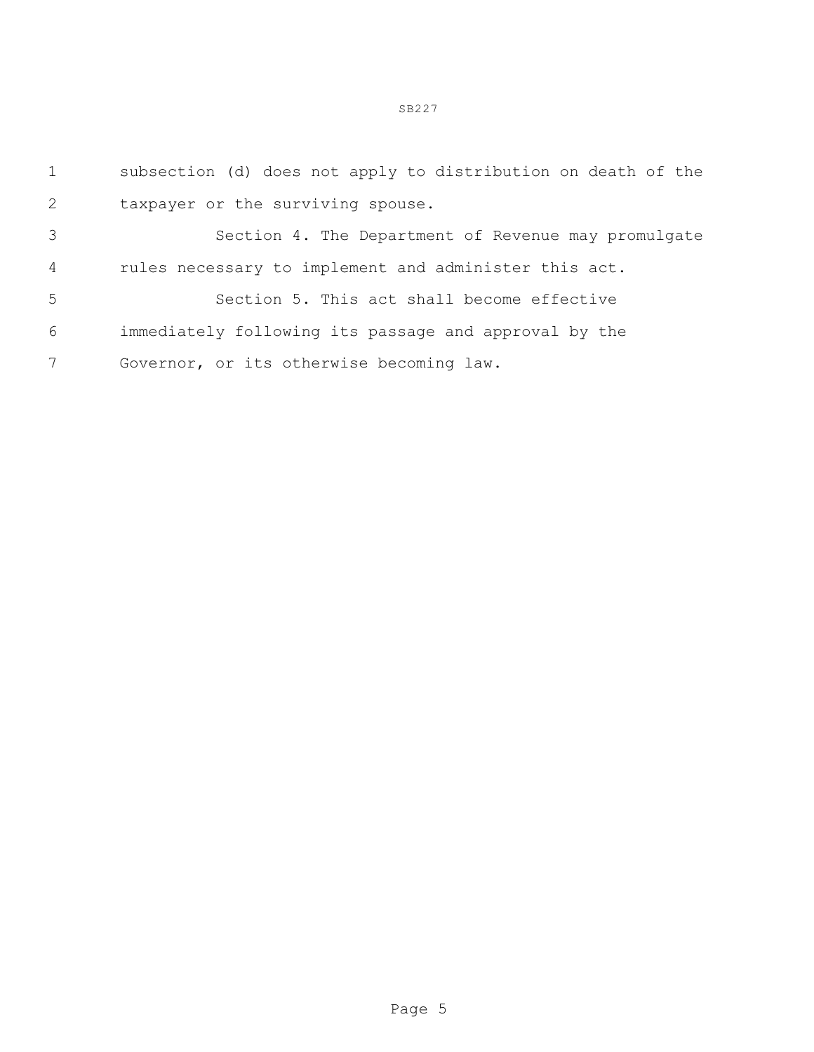subsection (d) does not apply to distribution on death of the taxpayer or the surviving spouse.

Section 4. The Department of Revenue may promulgate rules necessary to implement and administer this act.

Section 5. This act shall become effective immediately following its passage and approval by the Governor, or its otherwise becoming law.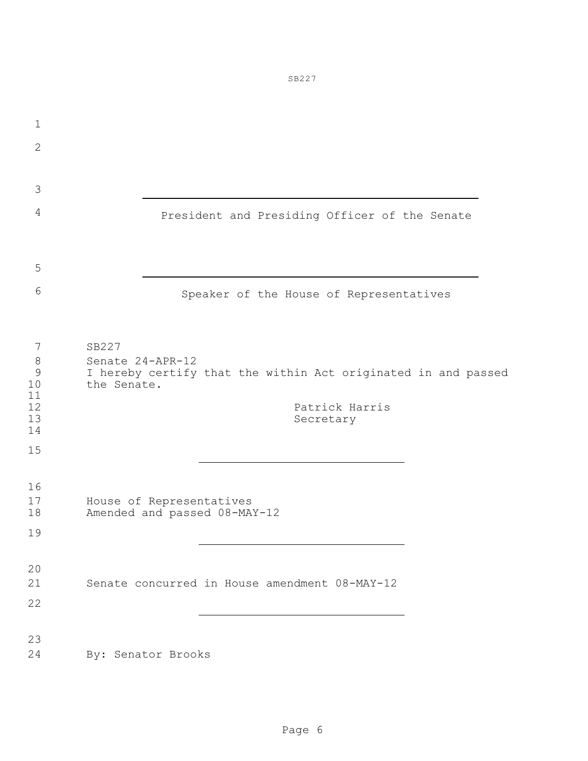\_\_\_\_\_\_\_\_\_\_\_\_\_\_\_\_\_\_\_\_\_\_\_\_\_\_\_\_\_\_\_\_\_\_\_\_\_\_\_\_\_\_\_\_\_\_\_\_

President and Presiding Officer of the Senate

\_\_\_\_\_\_\_\_\_\_\_\_\_\_\_\_\_\_\_\_\_\_\_\_\_\_\_\_\_\_\_\_\_\_\_\_\_\_\_\_\_\_\_\_\_\_\_\_

Speaker of the House of Representatives

SB227

Senate 24-APR-12

I hereby certify that the within Act originated in and passed the Senate.

Patrick Harris
Secretary

\_\_\_\_\_\_\_\_\_\_\_\_\_\_\_\_\_\_\_\_\_\_\_\_\_\_\_\_\_\_\_\_

House of Representatives
Amended and passed 08-MAY-12

\_\_\_\_\_\_\_\_\_\_\_\_\_\_\_\_\_\_\_\_\_\_\_\_\_\_\_\_\_\_\_\_

Senate concurred in House amendment 08-MAY-12

\_\_\_\_\_\_\_\_\_\_\_\_\_\_\_\_\_\_\_\_\_\_\_\_\_\_\_\_\_\_\_\_

By: Senator Brooks